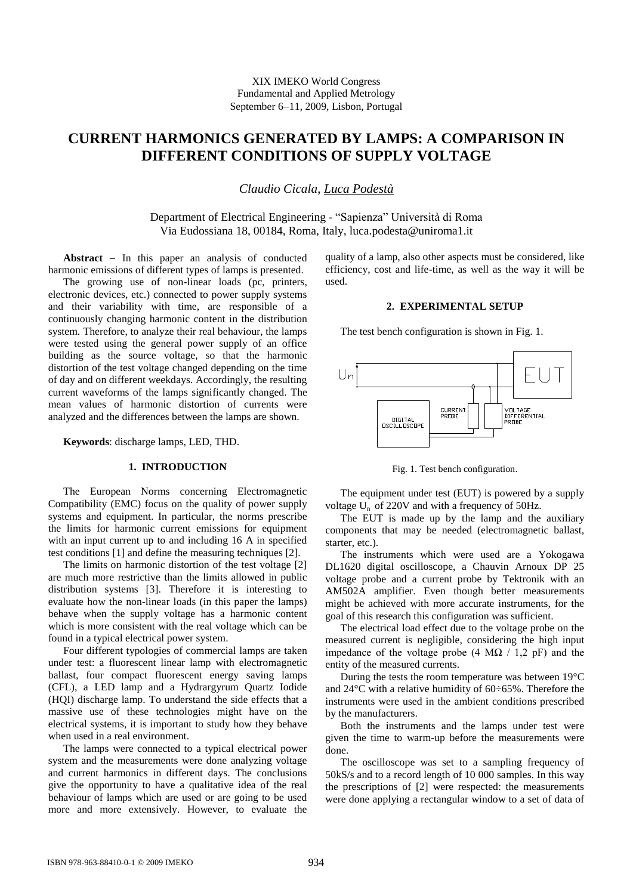XIX IMEKO World Congress
Fundamental and Applied Metrology
September 6–11, 2009, Lisbon, Portugal

# CURRENT HARMONICS GENERATED BY LAMPS: A COMPARISON IN DIFFERENT CONDITIONS OF SUPPLY VOLTAGE

*Claudio Cicala, Luca Podestà*

Department of Electrical Engineering - "Sapienza" Università di Roma
Via Eudossiana 18, 00184, Roma, Italy, luca.podesta@uniroma1.it

**Abstract** – In this paper an analysis of conducted harmonic emissions of different types of lamps is presented.

The growing use of non-linear loads (pc, printers, electronic devices, etc.) connected to power supply systems and their variability with time, are responsible of a continuously changing harmonic content in the distribution system. Therefore, to analyze their real behaviour, the lamps were tested using the general power supply of an office building as the source voltage, so that the harmonic distortion of the test voltage changed depending on the time of day and on different weekdays. Accordingly, the resulting current waveforms of the lamps significantly changed. The mean values of harmonic distortion of currents were analyzed and the differences between the lamps are shown.

**Keywords**: discharge lamps, LED, THD.

## 1. INTRODUCTION

The European Norms concerning Electromagnetic Compatibility (EMC) focus on the quality of power supply systems and equipment. In particular, the norms prescribe the limits for harmonic current emissions for equipment with an input current up to and including 16 A in specified test conditions [1] and define the measuring techniques [2].

The limits on harmonic distortion of the test voltage [2] are much more restrictive than the limits allowed in public distribution systems [3]. Therefore it is interesting to evaluate how the non-linear loads (in this paper the lamps) behave when the supply voltage has a harmonic content which is more consistent with the real voltage which can be found in a typical electrical power system.

Four different typologies of commercial lamps are taken under test: a fluorescent linear lamp with electromagnetic ballast, four compact fluorescent energy saving lamps (CFL), a LED lamp and a Hydrargyrum Quartz Iodide (HQI) discharge lamp. To understand the side effects that a massive use of these technologies might have on the electrical systems, it is important to study how they behave when used in a real environment.

The lamps were connected to a typical electrical power system and the measurements were done analyzing voltage and current harmonics in different days. The conclusions give the opportunity to have a qualitative idea of the real behaviour of lamps which are used or are going to be used more and more extensively. However, to evaluate the quality of a lamp, also other aspects must be considered, like efficiency, cost and life-time, as well as the way it will be used.

## 2. EXPERIMENTAL SETUP

The test bench configuration is shown in Fig. 1.

Fig. 1. Test bench configuration.

The equipment under test (EUT) is powered by a supply voltage $U_n$ of 220V and with a frequency of 50Hz.

The EUT is made up by the lamp and the auxiliary components that may be needed (electromagnetic ballast, starter, etc.).

The instruments which were used are a Yokogawa DL1620 digital oscilloscope, a Chauvin Arnoux DP 25 voltage probe and a current probe by Tektronik with an AM502A amplifier. Even though better measurements might be achieved with more accurate instruments, for the goal of this research this configuration was sufficient.

The electrical load effect due to the voltage probe on the measured current is negligible, considering the high input impedance of the voltage probe (4 MΩ / 1,2 pF) and the entity of the measured currents.

During the tests the room temperature was between 19°C and 24°C with a relative humidity of 60÷65%. Therefore the instruments were used in the ambient conditions prescribed by the manufacturers.

Both the instruments and the lamps under test were given the time to warm-up before the measurements were done.

The oscilloscope was set to a sampling frequency of 50kS/s and to a record length of 10 000 samples. In this way the prescriptions of [2] were respected: the measurements were done applying a rectangular window to a set of data of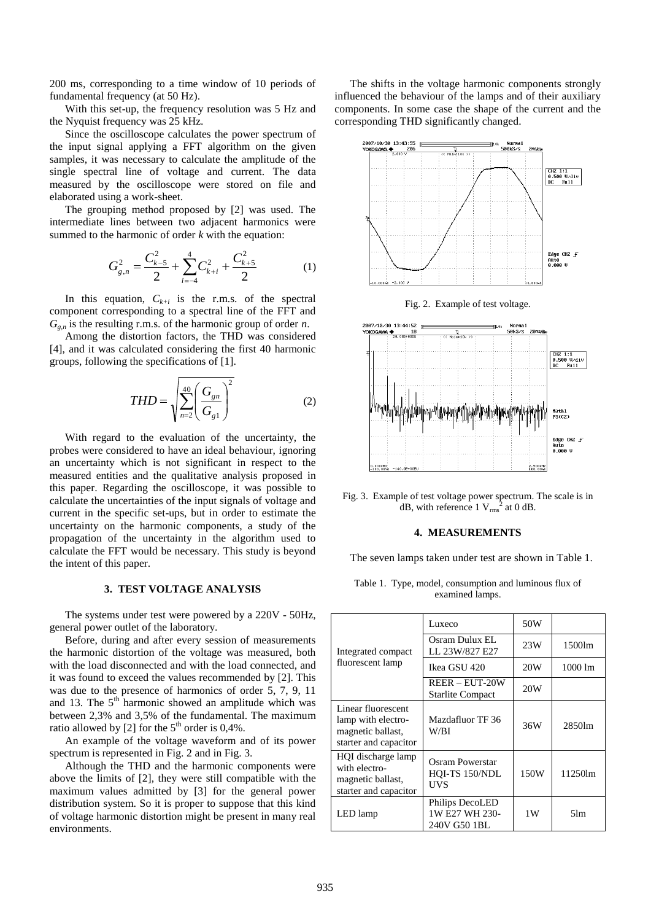200 ms, corresponding to a time window of 10 periods of fundamental frequency (at 50 Hz).

With this set-up, the frequency resolution was 5 Hz and the Nyquist frequency was 25 kHz.

Since the oscilloscope calculates the power spectrum of the input signal applying a FFT algorithm on the given samples, it was necessary to calculate the amplitude of the single spectral line of voltage and current. The data measured by the oscilloscope were stored on file and elaborated using a work-sheet.

The grouping method proposed by [2] was used. The intermediate lines between two adjacent harmonics were summed to the harmonic of order $k$ with the equation:

$$G_{g,n}^2 = \frac{C_{k-5}^2}{2} + \sum_{i=-4}^{4} C_{k+i}^2 + \frac{C_{k+5}^2}{2} \qquad (1)$$

In this equation, $C_{k+i}$ is the r.m.s. of the spectral component corresponding to a spectral line of the FFT and $G_{g,n}$ is the resulting r.m.s. of the harmonic group of order $n$.

Among the distortion factors, the THD was considered [4], and it was calculated considering the first 40 harmonic groups, following the specifications of [1].

$$THD = \sqrt{\sum_{n=2}^{40} \left( \frac{G_{gn}}{G_{g1}} \right)^2} \qquad (2)$$

With regard to the evaluation of the uncertainty, the probes were considered to have an ideal behaviour, ignoring an uncertainty which is not significant in respect to the measured entities and the qualitative analysis proposed in this paper. Regarding the oscilloscope, it was possible to calculate the uncertainties of the input signals of voltage and current in the specific set-ups, but in order to estimate the uncertainty on the harmonic components, a study of the propagation of the uncertainty in the algorithm used to calculate the FFT would be necessary. This study is beyond the intent of this paper.

## 3. TEST VOLTAGE ANALYSIS

The systems under test were powered by a 220V - 50Hz, general power outlet of the laboratory.

Before, during and after every session of measurements the harmonic distortion of the voltage was measured, both with the load disconnected and with the load connected, and it was found to exceed the values recommended by [2]. This was due to the presence of harmonics of order 5, 7, 9, 11 and 13. The 5th harmonic showed an amplitude which was between 2,3% and 3,5% of the fundamental. The maximum ratio allowed by [2] for the 5th order is 0,4%.

An example of the voltage waveform and of its power spectrum is represented in Fig. 2 and in Fig. 3.

Although the THD and the harmonic components were above the limits of [2], they were still compatible with the maximum values admitted by [3] for the general power distribution system. So it is proper to suppose that this kind of voltage harmonic distortion might be present in many real environments.

The shifts in the voltage harmonic components strongly influenced the behaviour of the lamps and of their auxiliary components. In some case the shape of the current and the corresponding THD significantly changed.

Fig. 2. Example of test voltage.

Fig. 3. Example of test voltage power spectrum. The scale is in dB, with reference 1 $V_{rms}^2$ at 0 dB.

## 4. MEASUREMENTS

The seven lamps taken under test are shown in Table 1.

Table 1. Type, model, consumption and luminous flux of examined lamps.

| | | | |
|---|---|---|---|
| Integrated compact fluorescent lamp | Luxeco | 50W | |
| | Osram Dulux EL LL 23W/827 E27 | 23W | 1500lm |
| | Ikea GSU 420 | 20W | 1000 lm |
| | REER – EUT-20W Starlite Compact | 20W | |
| Linear fluorescent lamp with electro-magnetic ballast, starter and capacitor | Mazdafluor TF 36 W/BI | 36W | 2850lm |
| HQI discharge lamp with electro-magnetic ballast, starter and capacitor | Osram Powerstar HQI-TS 150/NDL UVS | 150W | 11250lm |
| LED lamp | Philips DecoLED 1W E27 WH 230-240V G50 1BL | 1W | 5lm |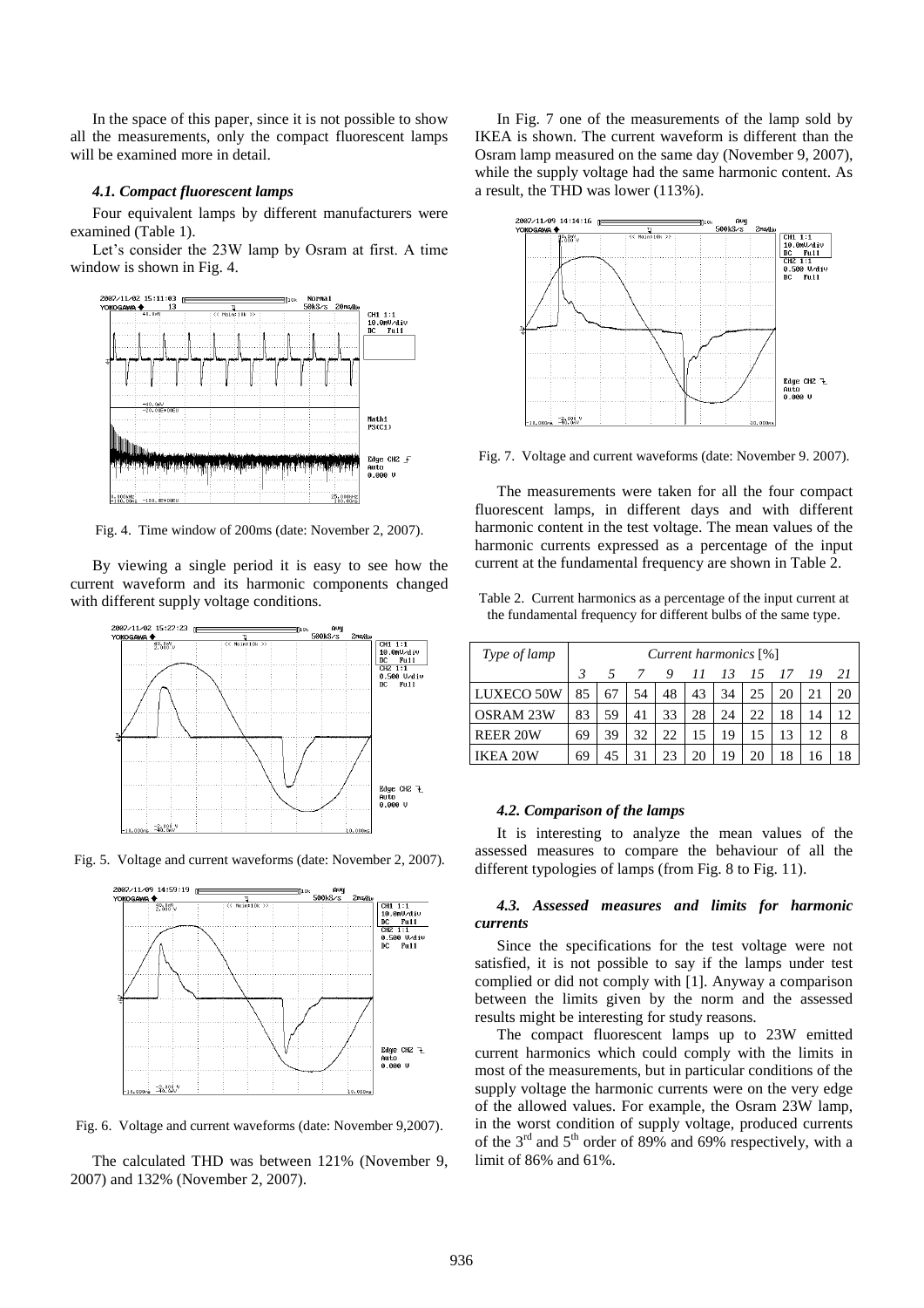In the space of this paper, since it is not possible to show all the measurements, only the compact fluorescent lamps will be examined more in detail.

### *4.1. Compact fluorescent lamps*

Four equivalent lamps by different manufacturers were examined (Table 1).

Let's consider the 23W lamp by Osram at first. A time window is shown in Fig. 4.

Fig. 4. Time window of 200ms (date: November 2, 2007).

By viewing a single period it is easy to see how the current waveform and its harmonic components changed with different supply voltage conditions.

Fig. 5. Voltage and current waveforms (date: November 2, 2007).

Fig. 6. Voltage and current waveforms (date: November 9,2007).

The calculated THD was between 121% (November 9, 2007) and 132% (November 2, 2007).

In Fig. 7 one of the measurements of the lamp sold by IKEA is shown. The current waveform is different than the Osram lamp measured on the same day (November 9, 2007), while the supply voltage had the same harmonic content. As a result, the THD was lower (113%).

Fig. 7. Voltage and current waveforms (date: November 9. 2007).

The measurements were taken for all the four compact fluorescent lamps, in different days and with different harmonic content in the test voltage. The mean values of the harmonic currents expressed as a percentage of the input current at the fundamental frequency are shown in Table 2.

Table 2. Current harmonics as a percentage of the input current at the fundamental frequency for different bulbs of the same type.

| *Type of lamp* | *Current harmonics* [%] | | | | | | | | | |
|---|---|---|---|---|---|---|---|---|---|---|
| | *3* | *5* | *7* | *9* | *11* | *13* | *15* | *17* | *19* | *21* |
| LUXECO 50W | 85 | 67 | 54 | 48 | 43 | 34 | 25 | 20 | 21 | 20 |
| OSRAM 23W | 83 | 59 | 41 | 33 | 28 | 24 | 22 | 18 | 14 | 12 |
| REER 20W | 69 | 39 | 32 | 22 | 15 | 19 | 15 | 13 | 12 | 8 |
| IKEA 20W | 69 | 45 | 31 | 23 | 20 | 19 | 20 | 18 | 16 | 18 |

### *4.2. Comparison of the lamps*

It is interesting to analyze the mean values of the assessed measures to compare the behaviour of all the different typologies of lamps (from Fig. 8 to Fig. 11).

### *4.3. Assessed measures and limits for harmonic currents*

Since the specifications for the test voltage were not satisfied, it is not possible to say if the lamps under test complied or did not comply with [1]. Anyway a comparison between the limits given by the norm and the assessed results might be interesting for study reasons.

The compact fluorescent lamps up to 23W emitted current harmonics which could comply with the limits in most of the measurements, but in particular conditions of the supply voltage the harmonic currents were on the very edge of the allowed values. For example, the Osram 23W lamp, in the worst condition of supply voltage, produced currents of the $3^{rd}$ and $5^{th}$ order of 89% and 69% respectively, with a limit of 86% and 61%.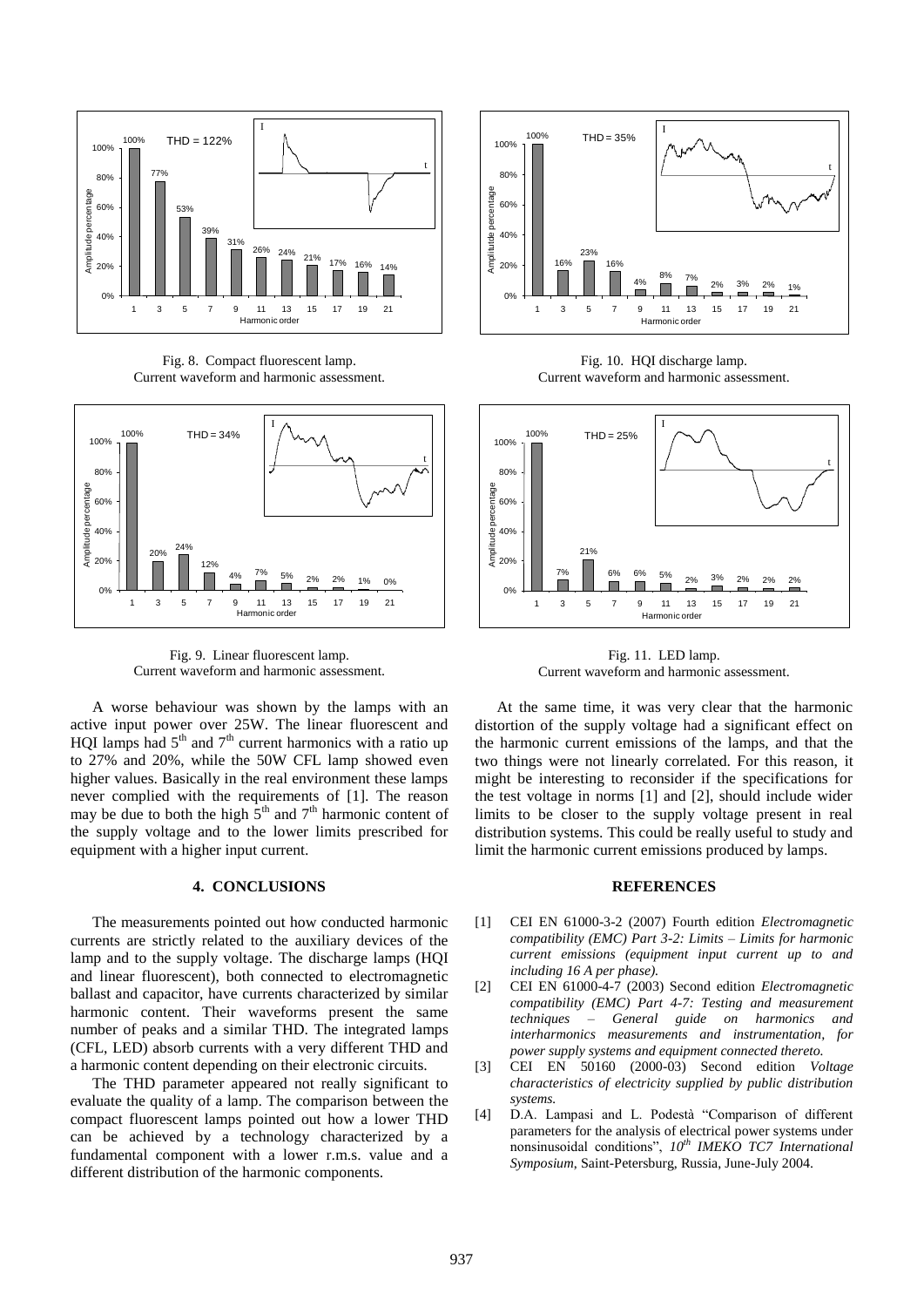THD = 122%

100%, 77%, 53%, 39%, 31%, 26%, 24%, 21%, 17%, 16%, 14%

Amplitude percentage

Harmonic order

Fig. 8. Compact fluorescent lamp.
Current waveform and harmonic assessment.

THD = 34%

100%, 20%, 24%, 12%, 4%, 7%, 5%, 2%, 2%, 1%, 0%

Amplitude percentage

Harmonic order

Fig. 9. Linear fluorescent lamp.
Current waveform and harmonic assessment.

A worse behaviour was shown by the lamps with an active input power over 25W. The linear fluorescent and HQI lamps had 5th and 7th current harmonics with a ratio up to 27% and 20%, while the 50W CFL lamp showed even higher values. Basically in the real environment these lamps never complied with the requirements of [1]. The reason may be due to both the high 5th and 7th harmonic content of the supply voltage and to the lower limits prescribed for equipment with a higher input current.

## 4. CONCLUSIONS

The measurements pointed out how conducted harmonic currents are strictly related to the auxiliary devices of the lamp and to the supply voltage. The discharge lamps (HQI and linear fluorescent), both connected to electromagnetic ballast and capacitor, have currents characterized by similar harmonic content. Their waveforms present the same number of peaks and a similar THD. The integrated lamps (CFL, LED) absorb currents with a very different THD and a harmonic content depending on their electronic circuits.

The THD parameter appeared not really significant to evaluate the quality of a lamp. The comparison between the compact fluorescent lamps pointed out how a lower THD can be achieved by a technology characterized by a fundamental component with a lower r.m.s. value and a different distribution of the harmonic components.

THD = 35%

100%, 16%, 23%, 16%, 4%, 8%, 7%, 2%, 3%, 2%, 1%

Amplitude percentage

Harmonic order

Fig. 10. HQI discharge lamp.
Current waveform and harmonic assessment.

THD = 25%

100%, 7%, 21%, 6%, 6%, 5%, 2%, 3%, 2%, 2%, 2%

Amplitude percentage

Harmonic order

Fig. 11. LED lamp.
Current waveform and harmonic assessment.

At the same time, it was very clear that the harmonic distortion of the supply voltage had a significant effect on the harmonic current emissions of the lamps, and that the two things were not linearly correlated. For this reason, it might be interesting to reconsider if the specifications for the test voltage in norms [1] and [2], should include wider limits to be closer to the supply voltage present in real distribution systems. This could be really useful to study and limit the harmonic current emissions produced by lamps.

## REFERENCES

[1] CEI EN 61000-3-2 (2007) Fourth edition *Electromagnetic compatibility (EMC) Part 3-2: Limits – Limits for harmonic current emissions (equipment input current up to and including 16 A per phase).*

[2] CEI EN 61000-4-7 (2003) Second edition *Electromagnetic compatibility (EMC) Part 4-7: Testing and measurement techniques – General guide on harmonics and interharmonics measurements and instrumentation, for power supply systems and equipment connected thereto.*

[3] CEI EN 50160 (2000-03) Second edition *Voltage characteristics of electricity supplied by public distribution systems.*

[4] D.A. Lampasi and L. Podestà "Comparison of different parameters for the analysis of electrical power systems under nonsinusoidal conditions", *10th IMEKO TC7 International Symposium,* Saint-Petersburg, Russia, June-July 2004.